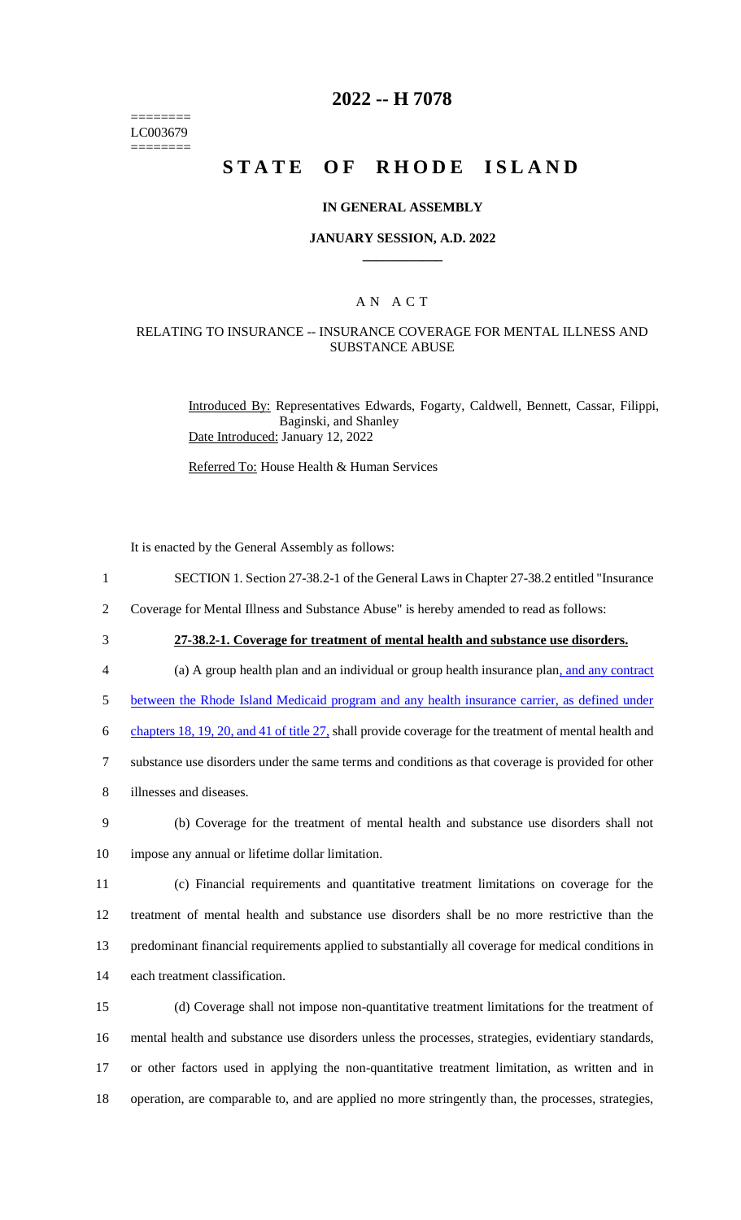========
LC003679
========

# 2022 -- H 7078

# STATE OF RHODE ISLAND

**IN GENERAL ASSEMBLY**

**JANUARY SESSION, A.D. 2022**

A N A C T

RELATING TO INSURANCE -- INSURANCE COVERAGE FOR MENTAL ILLNESS AND SUBSTANCE ABUSE

Introduced By: Representatives Edwards, Fogarty, Caldwell, Bennett, Cassar, Filippi, Baginski, and Shanley

Date Introduced: January 12, 2022

Referred To: House Health & Human Services

It is enacted by the General Assembly as follows:

1 SECTION 1. Section 27-38.2-1 of the General Laws in Chapter 27-38.2 entitled "Insurance
2 Coverage for Mental Illness and Substance Abuse" is hereby amended to read as follows:

3 **27-38.2-1. Coverage for treatment of mental health and substance use disorders.**

4 (a) A group health plan and an individual or group health insurance plan, and any contract
5 between the Rhode Island Medicaid program and any health insurance carrier, as defined under
6 chapters 18, 19, 20, and 41 of title 27, shall provide coverage for the treatment of mental health and
7 substance use disorders under the same terms and conditions as that coverage is provided for other
8 illnesses and diseases.

9 (b) Coverage for the treatment of mental health and substance use disorders shall not
10 impose any annual or lifetime dollar limitation.

11 (c) Financial requirements and quantitative treatment limitations on coverage for the
12 treatment of mental health and substance use disorders shall be no more restrictive than the
13 predominant financial requirements applied to substantially all coverage for medical conditions in
14 each treatment classification.

15 (d) Coverage shall not impose non-quantitative treatment limitations for the treatment of
16 mental health and substance use disorders unless the processes, strategies, evidentiary standards,
17 or other factors used in applying the non-quantitative treatment limitation, as written and in
18 operation, are comparable to, and are applied no more stringently than, the processes, strategies,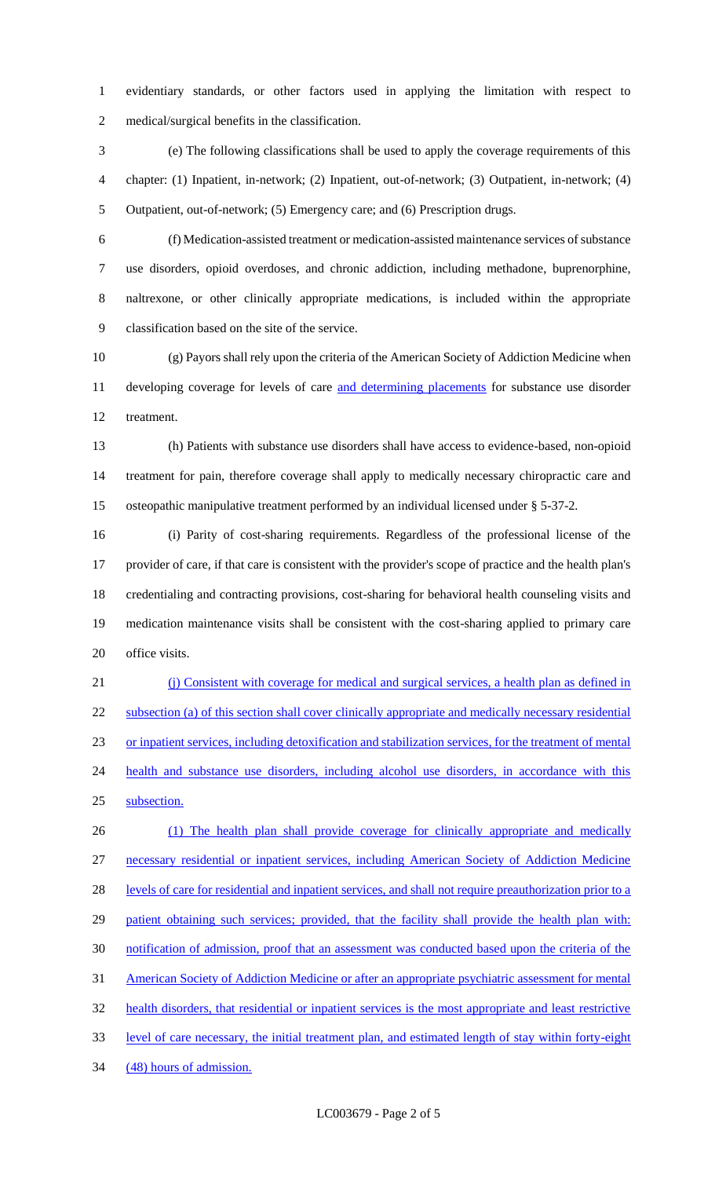evidentiary standards, or other factors used in applying the limitation with respect to medical/surgical benefits in the classification.

(e) The following classifications shall be used to apply the coverage requirements of this chapter: (1) Inpatient, in-network; (2) Inpatient, out-of-network; (3) Outpatient, in-network; (4) Outpatient, out-of-network; (5) Emergency care; and (6) Prescription drugs.

(f) Medication-assisted treatment or medication-assisted maintenance services of substance use disorders, opioid overdoses, and chronic addiction, including methadone, buprenorphine, naltrexone, or other clinically appropriate medications, is included within the appropriate classification based on the site of the service.

(g) Payors shall rely upon the criteria of the American Society of Addiction Medicine when developing coverage for levels of care <u>and determining placements</u> for substance use disorder treatment.

(h) Patients with substance use disorders shall have access to evidence-based, non-opioid treatment for pain, therefore coverage shall apply to medically necessary chiropractic care and osteopathic manipulative treatment performed by an individual licensed under § 5-37-2.

(i) Parity of cost-sharing requirements. Regardless of the professional license of the provider of care, if that care is consistent with the provider's scope of practice and the health plan's credentialing and contracting provisions, cost-sharing for behavioral health counseling visits and medication maintenance visits shall be consistent with the cost-sharing applied to primary care office visits.

<u>(j) Consistent with coverage for medical and surgical services, a health plan as defined in subsection (a) of this section shall cover clinically appropriate and medically necessary residential or inpatient services, including detoxification and stabilization services, for the treatment of mental health and substance use disorders, including alcohol use disorders, in accordance with this subsection.</u>

<u>(1) The health plan shall provide coverage for clinically appropriate and medically necessary residential or inpatient services, including American Society of Addiction Medicine levels of care for residential and inpatient services, and shall not require preauthorization prior to a patient obtaining such services; provided, that the facility shall provide the health plan with: notification of admission, proof that an assessment was conducted based upon the criteria of the American Society of Addiction Medicine or after an appropriate psychiatric assessment for mental health disorders, that residential or inpatient services is the most appropriate and least restrictive level of care necessary, the initial treatment plan, and estimated length of stay within forty-eight (48) hours of admission.</u>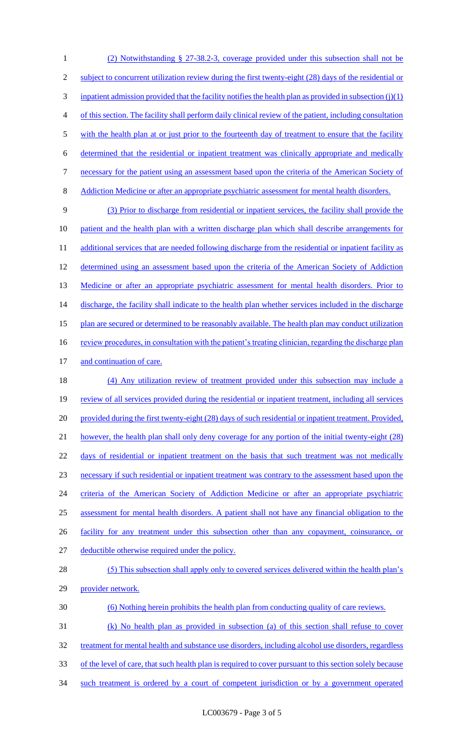(2) Notwithstanding § 27-38.2-3, coverage provided under this subsection shall not be subject to concurrent utilization review during the first twenty-eight (28) days of the residential or inpatient admission provided that the facility notifies the health plan as provided in subsection (j)(1) of this section. The facility shall perform daily clinical review of the patient, including consultation with the health plan at or just prior to the fourteenth day of treatment to ensure that the facility determined that the residential or inpatient treatment was clinically appropriate and medically necessary for the patient using an assessment based upon the criteria of the American Society of Addiction Medicine or after an appropriate psychiatric assessment for mental health disorders.

(3) Prior to discharge from residential or inpatient services, the facility shall provide the patient and the health plan with a written discharge plan which shall describe arrangements for additional services that are needed following discharge from the residential or inpatient facility as determined using an assessment based upon the criteria of the American Society of Addiction Medicine or after an appropriate psychiatric assessment for mental health disorders. Prior to discharge, the facility shall indicate to the health plan whether services included in the discharge plan are secured or determined to be reasonably available. The health plan may conduct utilization review procedures, in consultation with the patient's treating clinician, regarding the discharge plan and continuation of care.

(4) Any utilization review of treatment provided under this subsection may include a review of all services provided during the residential or inpatient treatment, including all services provided during the first twenty-eight (28) days of such residential or inpatient treatment. Provided, however, the health plan shall only deny coverage for any portion of the initial twenty-eight (28) days of residential or inpatient treatment on the basis that such treatment was not medically necessary if such residential or inpatient treatment was contrary to the assessment based upon the criteria of the American Society of Addiction Medicine or after an appropriate psychiatric assessment for mental health disorders. A patient shall not have any financial obligation to the facility for any treatment under this subsection other than any copayment, coinsurance, or deductible otherwise required under the policy.

(5) This subsection shall apply only to covered services delivered within the health plan's provider network.

(6) Nothing herein prohibits the health plan from conducting quality of care reviews.

(k) No health plan as provided in subsection (a) of this section shall refuse to cover treatment for mental health and substance use disorders, including alcohol use disorders, regardless of the level of care, that such health plan is required to cover pursuant to this section solely because such treatment is ordered by a court of competent jurisdiction or by a government operated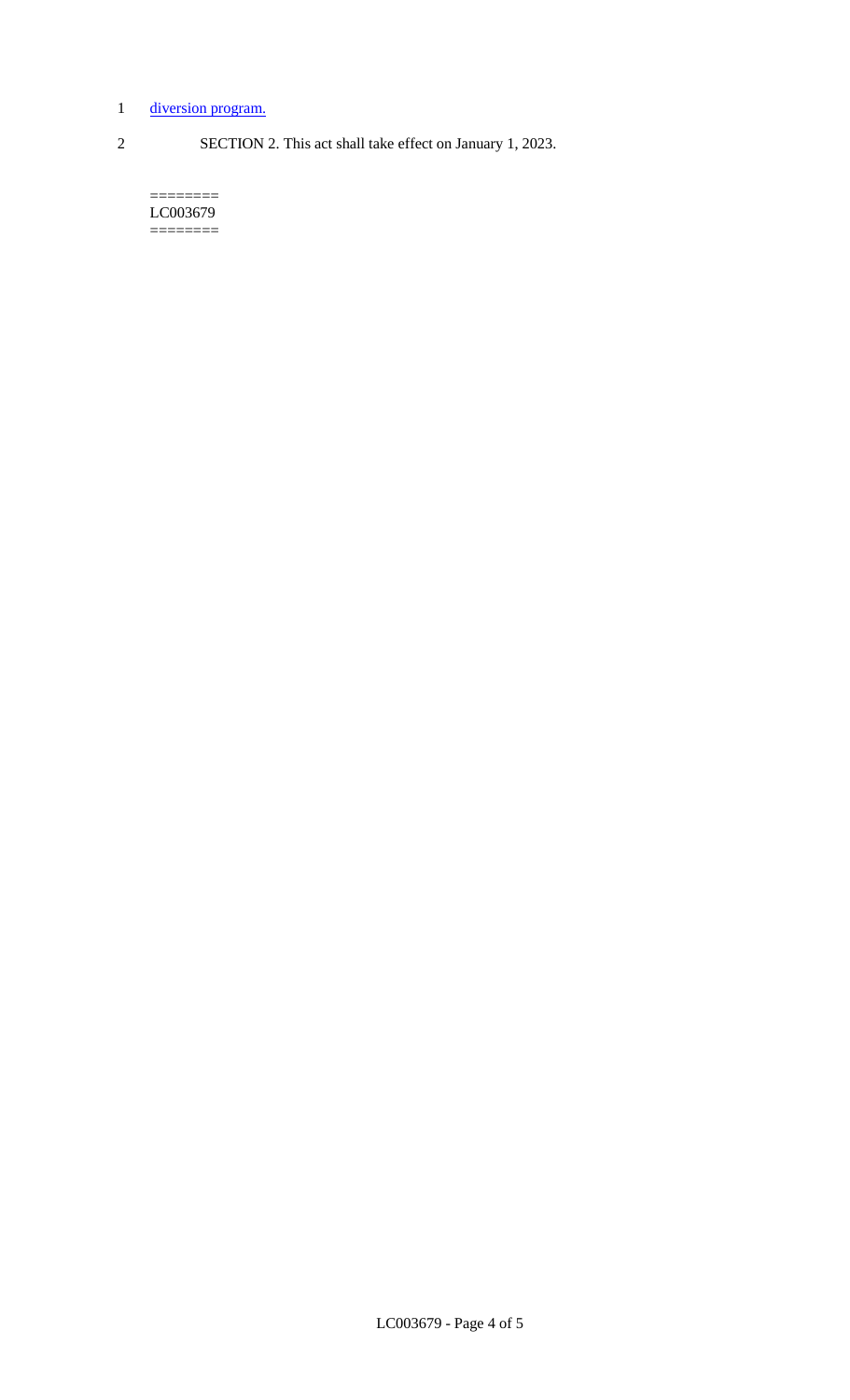1 diversion program.

2 SECTION 2. This act shall take effect on January 1, 2023.

========
LC003679
========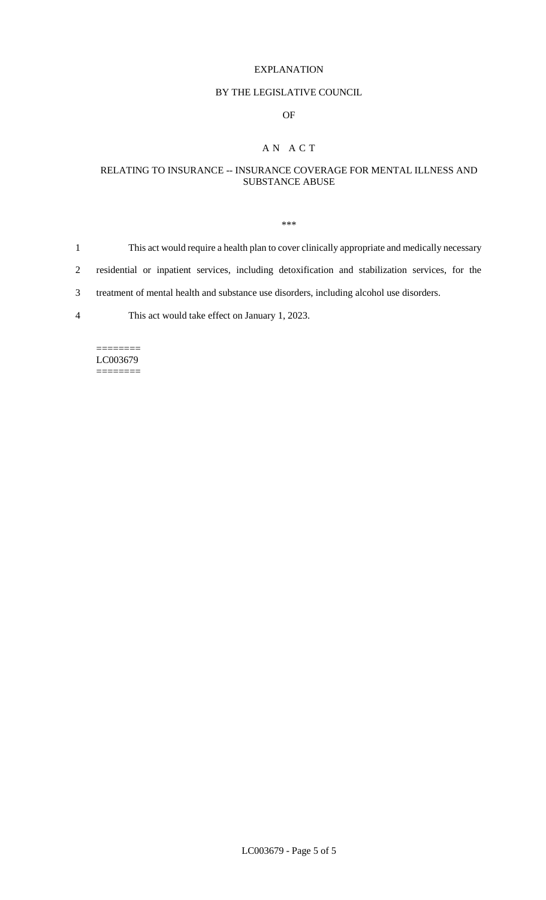EXPLANATION

BY THE LEGISLATIVE COUNCIL

OF

A N A C T

RELATING TO INSURANCE -- INSURANCE COVERAGE FOR MENTAL ILLNESS AND SUBSTANCE ABUSE

\*\*\*

1 This act would require a health plan to cover clinically appropriate and medically necessary
2 residential or inpatient services, including detoxification and stabilization services, for the
3 treatment of mental health and substance use disorders, including alcohol use disorders.
4 This act would take effect on January 1, 2023.

========
LC003679
========